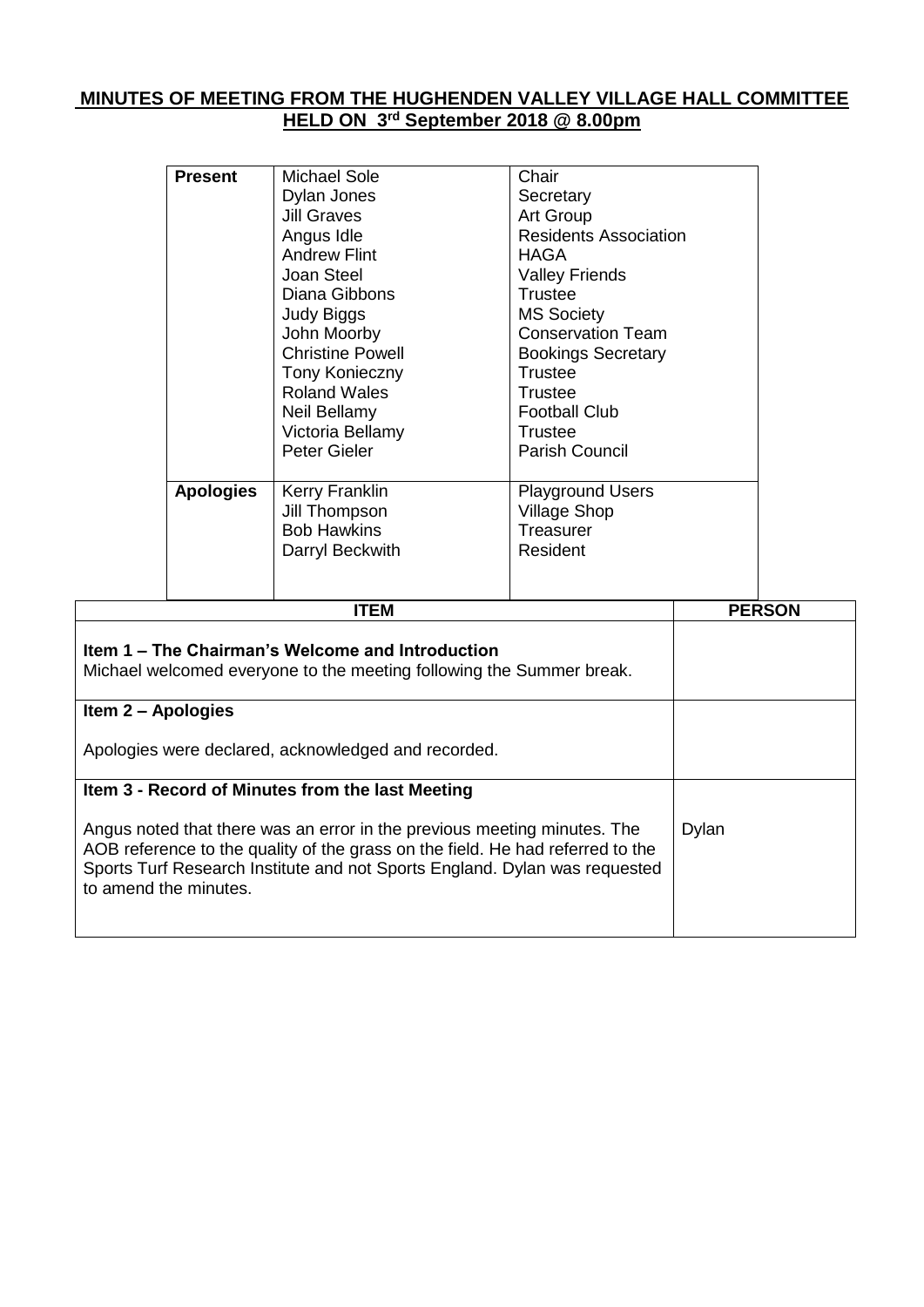## MINUTES OF MEETING FROM THE HUGHENDEN VALLEY VILLAGE HALL COMMITTEE HELD ON 3rd September 2018 @ 8.00pm

| | | |
|---|---|---|
| **Present** | Michael Sole | Chair |
| | Dylan Jones | Secretary |
| | Jill Graves | Art Group |
| | Angus Idle | Residents Association |
| | Andrew Flint | HAGA |
| | Joan Steel | Valley Friends |
| | Diana Gibbons | Trustee |
| | Judy Biggs | MS Society |
| | John Moorby | Conservation Team |
| | Christine Powell | Bookings Secretary |
| | Tony Konieczny | Trustee |
| | Roland Wales | Trustee |
| | Neil Bellamy | Football Club |
| | Victoria Bellamy | Trustee |
| | Peter Gieler | Parish Council |
| **Apologies** | Kerry Franklin | Playground Users |
| | Jill Thompson | Village Shop |
| | Bob Hawkins | Treasurer |
| | Darryl Beckwith | Resident |

| ITEM | PERSON |
|---|---|
| **Item 1 – The Chairman's Welcome and Introduction**<br>Michael welcomed everyone to the meeting following the Summer break. | |
| **Item 2 – Apologies**<br><br>Apologies were declared, acknowledged and recorded. | |
| **Item 3 - Record of Minutes from the last Meeting**<br><br>Angus noted that there was an error in the previous meeting minutes. The AOB reference to the quality of the grass on the field. He had referred to the Sports Turf Research Institute and not Sports England. Dylan was requested to amend the minutes. | Dylan |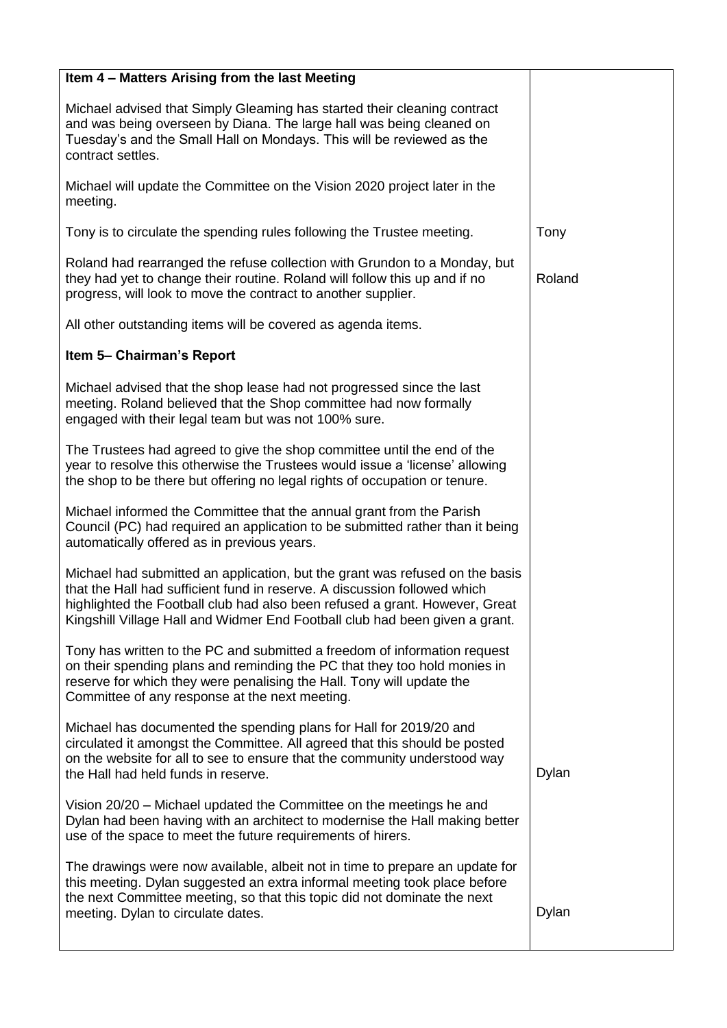| | |
|---|---|
| **Item 4 – Matters Arising from the last Meeting** | |
| Michael advised that Simply Gleaming has started their cleaning contract and was being overseen by Diana. The large hall was being cleaned on Tuesday's and the Small Hall on Mondays. This will be reviewed as the contract settles. | |
| Michael will update the Committee on the Vision 2020 project later in the meeting. | |
| Tony is to circulate the spending rules following the Trustee meeting. | Tony |
| Roland had rearranged the refuse collection with Grundon to a Monday, but they had yet to change their routine. Roland will follow this up and if no progress, will look to move the contract to another supplier. | Roland |
| All other outstanding items will be covered as agenda items. | |
| **Item 5– Chairman's Report** | |
| Michael advised that the shop lease had not progressed since the last meeting. Roland believed that the Shop committee had now formally engaged with their legal team but was not 100% sure. | |
| The Trustees had agreed to give the shop committee until the end of the year to resolve this otherwise the Trustees would issue a 'license' allowing the shop to be there but offering no legal rights of occupation or tenure. | |
| Michael informed the Committee that the annual grant from the Parish Council (PC) had required an application to be submitted rather than it being automatically offered as in previous years. | |
| Michael had submitted an application, but the grant was refused on the basis that the Hall had sufficient fund in reserve. A discussion followed which highlighted the Football club had also been refused a grant. However, Great Kingshill Village Hall and Widmer End Football club had been given a grant. | |
| Tony has written to the PC and submitted a freedom of information request on their spending plans and reminding the PC that they too hold monies in reserve for which they were penalising the Hall. Tony will update the Committee of any response at the next meeting. | |
| Michael has documented the spending plans for Hall for 2019/20 and circulated it amongst the Committee. All agreed that this should be posted on the website for all to see to ensure that the community understood way the Hall had held funds in reserve. | Dylan |
| Vision 20/20 – Michael updated the Committee on the meetings he and Dylan had been having with an architect to modernise the Hall making better use of the space to meet the future requirements of hirers. | |
| The drawings were now available, albeit not in time to prepare an update for this meeting. Dylan suggested an extra informal meeting took place before the next Committee meeting, so that this topic did not dominate the next meeting. Dylan to circulate dates. | Dylan |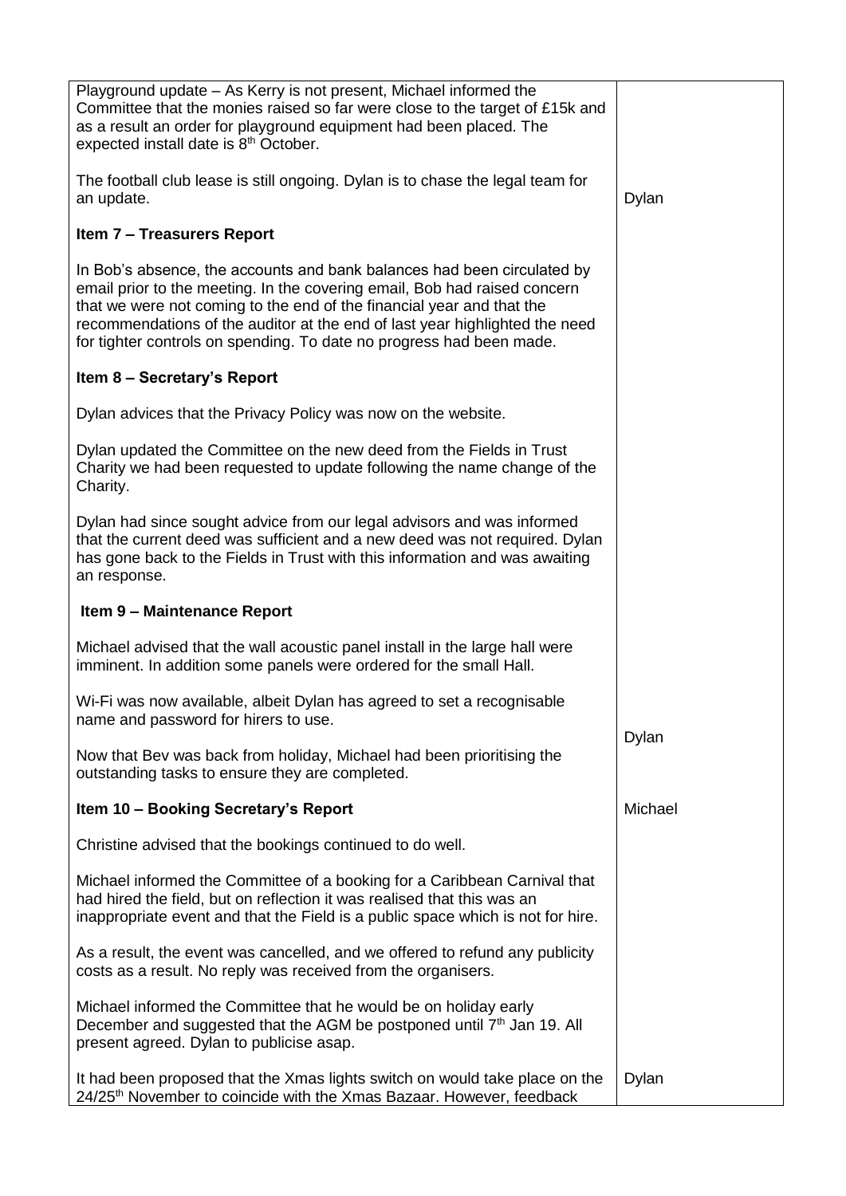| | |
|---|---|
| Playground update – As Kerry is not present, Michael informed the Committee that the monies raised so far were close to the target of £15k and as a result an order for playground equipment had been placed. The expected install date is 8th October. | |
| The football club lease is still ongoing. Dylan is to chase the legal team for an update. | Dylan |
| **Item 7 – Treasurers Report** | |
| In Bob's absence, the accounts and bank balances had been circulated by email prior to the meeting. In the covering email, Bob had raised concern that we were not coming to the end of the financial year and that the recommendations of the auditor at the end of last year highlighted the need for tighter controls on spending. To date no progress had been made. | |
| **Item 8 – Secretary's Report** | |
| Dylan advices that the Privacy Policy was now on the website. | |
| Dylan updated the Committee on the new deed from the Fields in Trust Charity we had been requested to update following the name change of the Charity. | |
| Dylan had since sought advice from our legal advisors and was informed that the current deed was sufficient and a new deed was not required. Dylan has gone back to the Fields in Trust with this information and was awaiting an response. | |
| **Item 9 – Maintenance Report** | |
| Michael advised that the wall acoustic panel install in the large hall were imminent. In addition some panels were ordered for the small Hall. | |
| Wi-Fi was now available, albeit Dylan has agreed to set a recognisable name and password for hirers to use. | Dylan |
| Now that Bev was back from holiday, Michael had been prioritising the outstanding tasks to ensure they are completed. | Michael |
| **Item 10 – Booking Secretary's Report** | |
| Christine advised that the bookings continued to do well. | |
| Michael informed the Committee of a booking for a Caribbean Carnival that had hired the field, but on reflection it was realised that this was an inappropriate event and that the Field is a public space which is not for hire. | |
| As a result, the event was cancelled, and we offered to refund any publicity costs as a result. No reply was received from the organisers. | |
| Michael informed the Committee that he would be on holiday early December and suggested that the AGM be postponed until 7th Jan 19. All present agreed. Dylan to publicise asap. | Dylan |
| It had been proposed that the Xmas lights switch on would take place on the 24/25th November to coincide with the Xmas Bazaar. However, feedback | |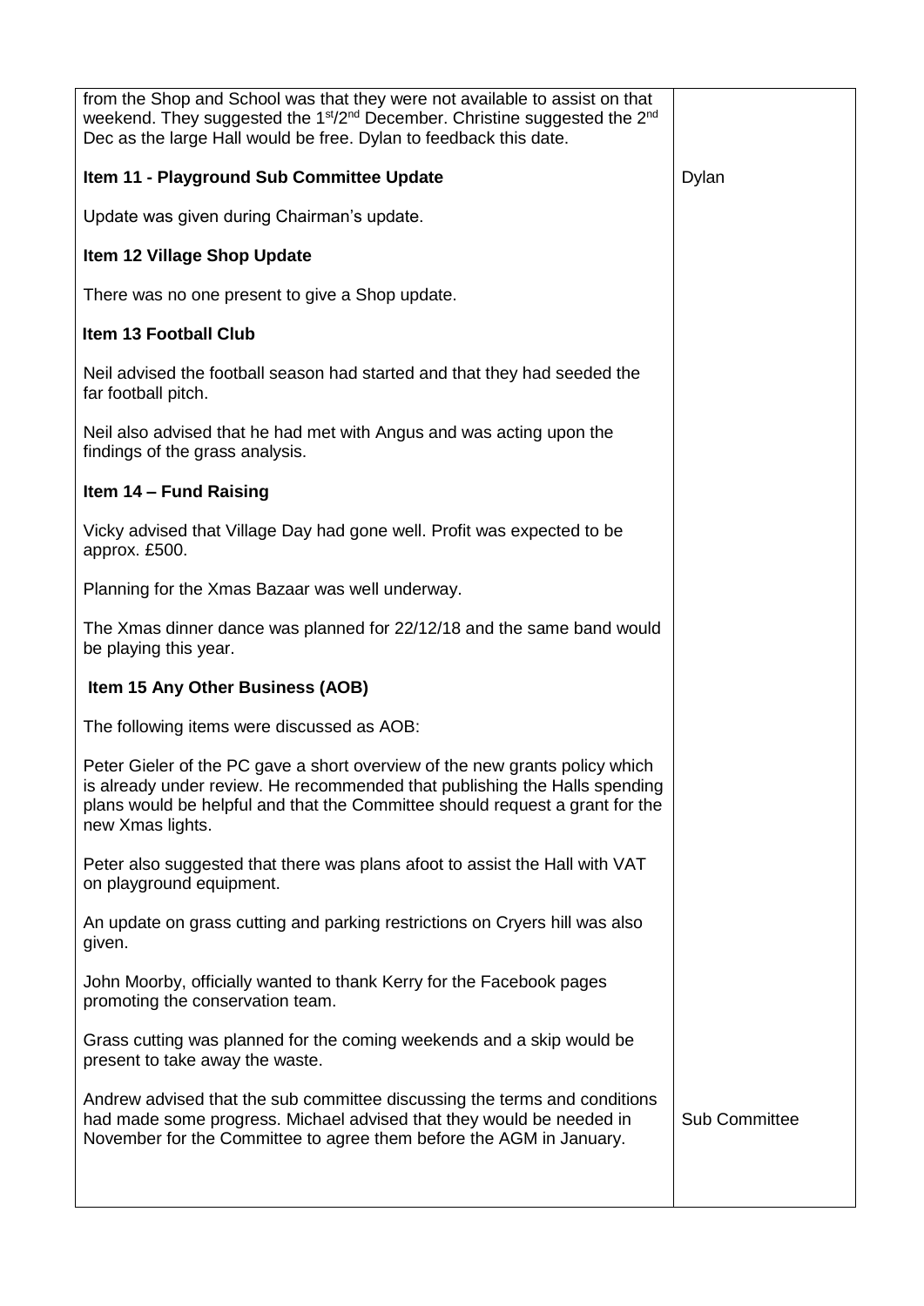| | |
|---|---|
| from the Shop and School was that they were not available to assist on that weekend. They suggested the 1st/2nd December. Christine suggested the 2nd Dec as the large Hall would be free. Dylan to feedback this date. | Dylan |
| **Item 11 - Playground Sub Committee Update** | |
| Update was given during Chairman's update. | |
| **Item 12 Village Shop Update** | |
| There was no one present to give a Shop update. | |
| **Item 13 Football Club** | |
| Neil advised the football season had started and that they had seeded the far football pitch. | |
| Neil also advised that he had met with Angus and was acting upon the findings of the grass analysis. | |
| **Item 14 – Fund Raising** | |
| Vicky advised that Village Day had gone well. Profit was expected to be approx. £500. | |
| Planning for the Xmas Bazaar was well underway. | |
| The Xmas dinner dance was planned for 22/12/18 and the same band would be playing this year. | |
| **Item 15 Any Other Business (AOB)** | |
| The following items were discussed as AOB: | |
| Peter Gieler of the PC gave a short overview of the new grants policy which is already under review. He recommended that publishing the Halls spending plans would be helpful and that the Committee should request a grant for the new Xmas lights. | |
| Peter also suggested that there was plans afoot to assist the Hall with VAT on playground equipment. | |
| An update on grass cutting and parking restrictions on Cryers hill was also given. | |
| John Moorby, officially wanted to thank Kerry for the Facebook pages promoting the conservation team. | |
| Grass cutting was planned for the coming weekends and a skip would be present to take away the waste. | |
| Andrew advised that the sub committee discussing the terms and conditions had made some progress. Michael advised that they would be needed in November for the Committee to agree them before the AGM in January. | Sub Committee |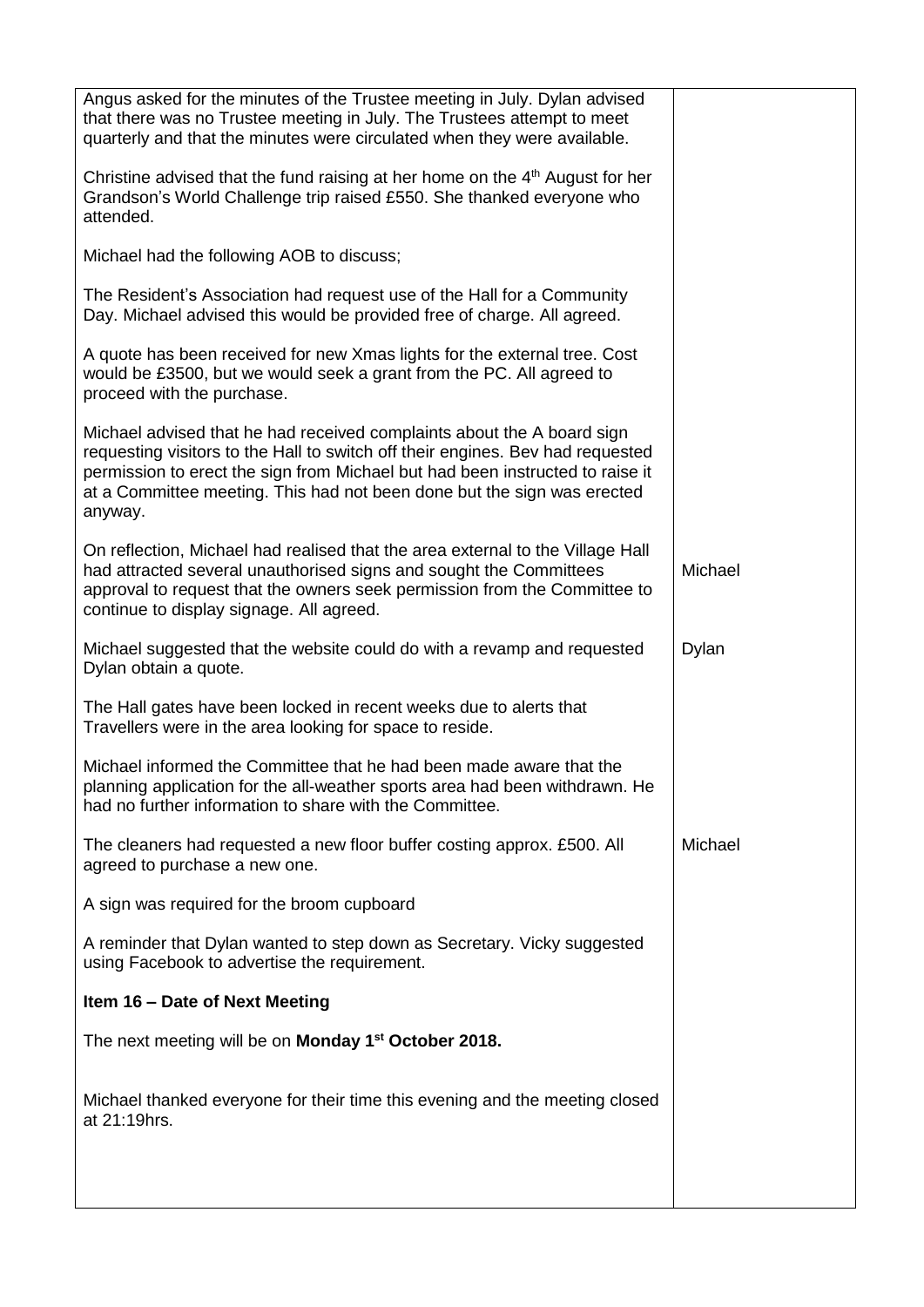| | |
|---|---|
| Angus asked for the minutes of the Trustee meeting in July. Dylan advised that there was no Trustee meeting in July. The Trustees attempt to meet quarterly and that the minutes were circulated when they were available.<br><br>Christine advised that the fund raising at her home on the 4th August for her Grandson's World Challenge trip raised £550. She thanked everyone who attended.<br><br>Michael had the following AOB to discuss;<br><br>The Resident's Association had request use of the Hall for a Community Day. Michael advised this would be provided free of charge. All agreed.<br><br>A quote has been received for new Xmas lights for the external tree. Cost would be £3500, but we would seek a grant from the PC. All agreed to proceed with the purchase.<br><br>Michael advised that he had received complaints about the A board sign requesting visitors to the Hall to switch off their engines. Bev had requested permission to erect the sign from Michael but had been instructed to raise it at a Committee meeting. This had not been done but the sign was erected anyway. | |
| On reflection, Michael had realised that the area external to the Village Hall had attracted several unauthorised signs and sought the Committees approval to request that the owners seek permission from the Committee to continue to display signage. All agreed. | Michael |
| Michael suggested that the website could do with a revamp and requested Dylan obtain a quote. | Dylan |
| The Hall gates have been locked in recent weeks due to alerts that Travellers were in the area looking for space to reside.<br><br>Michael informed the Committee that he had been made aware that the planning application for the all-weather sports area had been withdrawn. He had no further information to share with the Committee. | |
| The cleaners had requested a new floor buffer costing approx. £500. All agreed to purchase a new one. | Michael |
| A sign was required for the broom cupboard<br><br>A reminder that Dylan wanted to step down as Secretary. Vicky suggested using Facebook to advertise the requirement.<br><br>**Item 16 – Date of Next Meeting**<br><br>The next meeting will be on **Monday 1st October 2018.**<br><br>Michael thanked everyone for their time this evening and the meeting closed at 21:19hrs. | |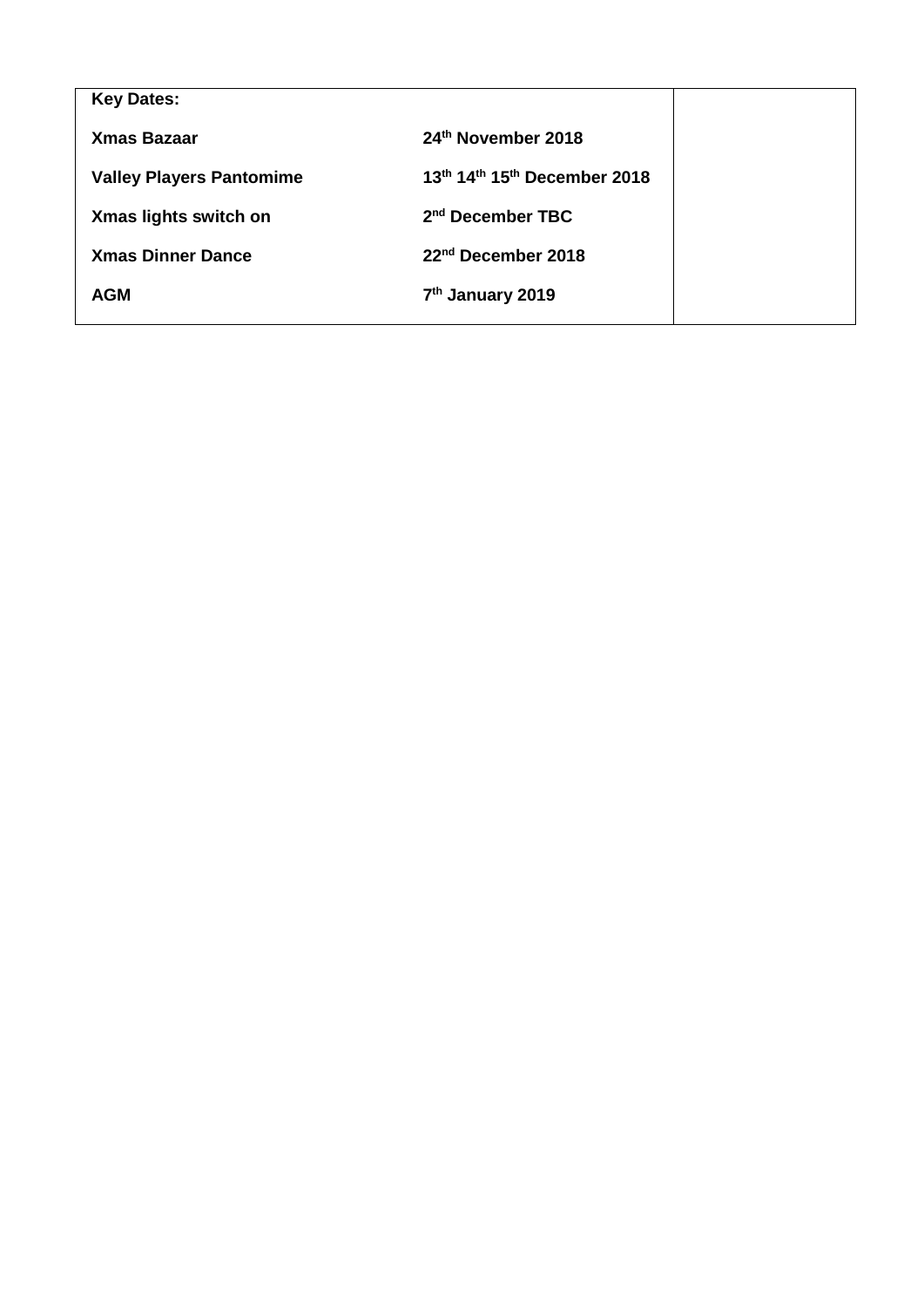| | | |
|---|---|---|
| **Key Dates:** | | |
| **Xmas Bazaar** | **24th November 2018** | |
| **Valley Players Pantomime** | **13th 14th 15th December 2018** | |
| **Xmas lights switch on** | **2nd December TBC** | |
| **Xmas Dinner Dance** | **22nd December 2018** | |
| **AGM** | **7th January 2019** | |